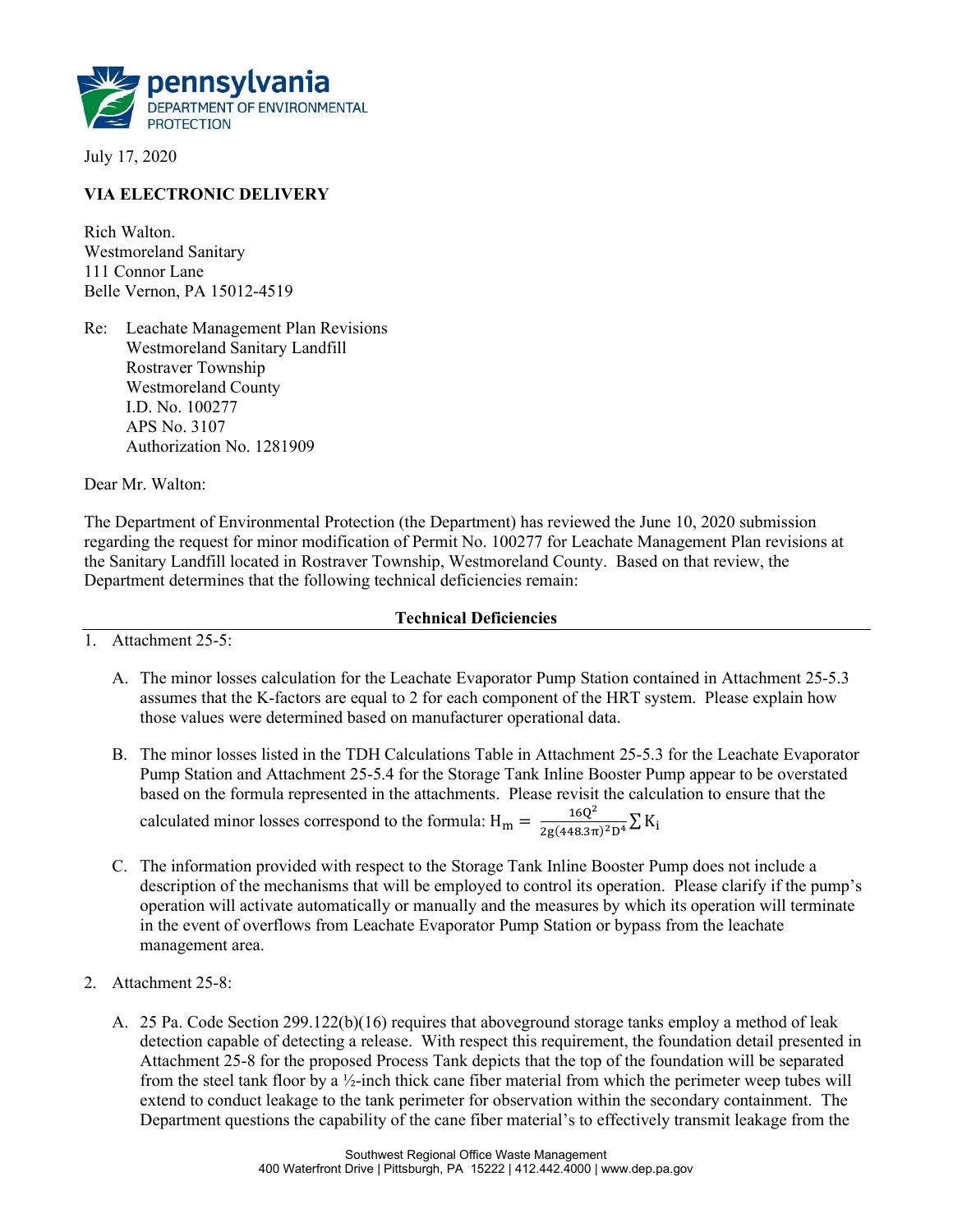pennsylvania
DEPARTMENT OF ENVIRONMENTAL PROTECTION

July 17, 2020

**VIA ELECTRONIC DELIVERY**

Rich Walton.
Westmoreland Sanitary
111 Connor Lane
Belle Vernon, PA 15012-4519

Re: Leachate Management Plan Revisions
Westmoreland Sanitary Landfill
Rostraver Township
Westmoreland County
I.D. No. 100277
APS No. 3107
Authorization No. 1281909

Dear Mr. Walton:

The Department of Environmental Protection (the Department) has reviewed the June 10, 2020 submission regarding the request for minor modification of Permit No. 100277 for Leachate Management Plan revisions at the Sanitary Landfill located in Rostraver Township, Westmoreland County. Based on that review, the Department determines that the following technical deficiencies remain:

**Technical Deficiencies**

1. Attachment 25-5:

   A. The minor losses calculation for the Leachate Evaporator Pump Station contained in Attachment 25-5.3 assumes that the K-factors are equal to 2 for each component of the HRT system. Please explain how those values were determined based on manufacturer operational data.

   B. The minor losses listed in the TDH Calculations Table in Attachment 25-5.3 for the Leachate Evaporator Pump Station and Attachment 25-5.4 for the Storage Tank Inline Booster Pump appear to be overstated based on the formula represented in the attachments. Please revisit the calculation to ensure that the calculated minor losses correspond to the formula: $H_m = \frac{16Q^2}{2g(448.3\pi)^2D^4}\sum K_i$

   C. The information provided with respect to the Storage Tank Inline Booster Pump does not include a description of the mechanisms that will be employed to control its operation. Please clarify if the pump's operation will activate automatically or manually and the measures by which its operation will terminate in the event of overflows from Leachate Evaporator Pump Station or bypass from the leachate management area.

2. Attachment 25-8:

   A. 25 Pa. Code Section 299.122(b)(16) requires that aboveground storage tanks employ a method of leak detection capable of detecting a release. With respect this requirement, the foundation detail presented in Attachment 25-8 for the proposed Process Tank depicts that the top of the foundation will be separated from the steel tank floor by a ½-inch thick cane fiber material from which the perimeter weep tubes will extend to conduct leakage to the tank perimeter for observation within the secondary containment. The Department questions the capability of the cane fiber material's to effectively transmit leakage from the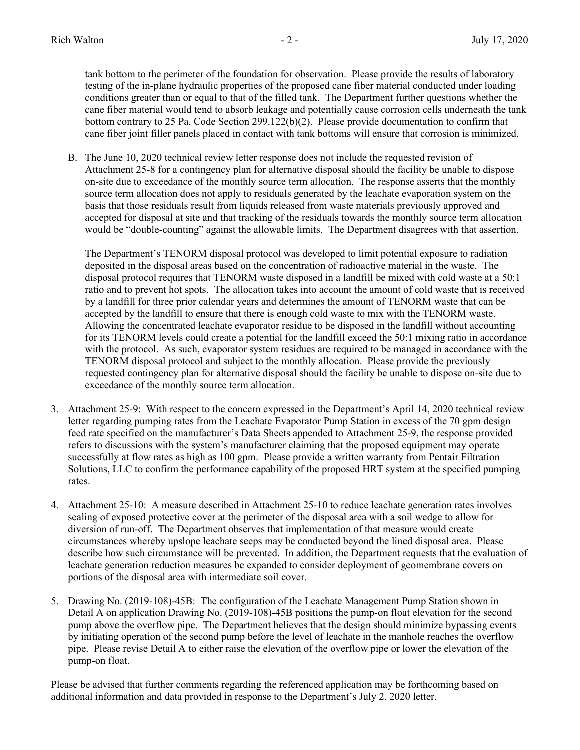tank bottom to the perimeter of the foundation for observation. Please provide the results of laboratory testing of the in-plane hydraulic properties of the proposed cane fiber material conducted under loading conditions greater than or equal to that of the filled tank. The Department further questions whether the cane fiber material would tend to absorb leakage and potentially cause corrosion cells underneath the tank bottom contrary to 25 Pa. Code Section 299.122(b)(2). Please provide documentation to confirm that cane fiber joint filler panels placed in contact with tank bottoms will ensure that corrosion is minimized.

B. The June 10, 2020 technical review letter response does not include the requested revision of Attachment 25-8 for a contingency plan for alternative disposal should the facility be unable to dispose on-site due to exceedance of the monthly source term allocation. The response asserts that the monthly source term allocation does not apply to residuals generated by the leachate evaporation system on the basis that those residuals result from liquids released from waste materials previously approved and accepted for disposal at site and that tracking of the residuals towards the monthly source term allocation would be "double-counting" against the allowable limits. The Department disagrees with that assertion.

   The Department's TENORM disposal protocol was developed to limit potential exposure to radiation deposited in the disposal areas based on the concentration of radioactive material in the waste. The disposal protocol requires that TENORM waste disposed in a landfill be mixed with cold waste at a 50:1 ratio and to prevent hot spots. The allocation takes into account the amount of cold waste that is received by a landfill for three prior calendar years and determines the amount of TENORM waste that can be accepted by the landfill to ensure that there is enough cold waste to mix with the TENORM waste. Allowing the concentrated leachate evaporator residue to be disposed in the landfill without accounting for its TENORM levels could create a potential for the landfill exceed the 50:1 mixing ratio in accordance with the protocol. As such, evaporator system residues are required to be managed in accordance with the TENORM disposal protocol and subject to the monthly allocation. Please provide the previously requested contingency plan for alternative disposal should the facility be unable to dispose on-site due to exceedance of the monthly source term allocation.

3. Attachment 25-9: With respect to the concern expressed in the Department's April 14, 2020 technical review letter regarding pumping rates from the Leachate Evaporator Pump Station in excess of the 70 gpm design feed rate specified on the manufacturer's Data Sheets appended to Attachment 25-9, the response provided refers to discussions with the system's manufacturer claiming that the proposed equipment may operate successfully at flow rates as high as 100 gpm. Please provide a written warranty from Pentair Filtration Solutions, LLC to confirm the performance capability of the proposed HRT system at the specified pumping rates.

4. Attachment 25-10: A measure described in Attachment 25-10 to reduce leachate generation rates involves sealing of exposed protective cover at the perimeter of the disposal area with a soil wedge to allow for diversion of run-off. The Department observes that implementation of that measure would create circumstances whereby upslope leachate seeps may be conducted beyond the lined disposal area. Please describe how such circumstance will be prevented. In addition, the Department requests that the evaluation of leachate generation reduction measures be expanded to consider deployment of geomembrane covers on portions of the disposal area with intermediate soil cover.

5. Drawing No. (2019-108)-45B: The configuration of the Leachate Management Pump Station shown in Detail A on application Drawing No. (2019-108)-45B positions the pump-on float elevation for the second pump above the overflow pipe. The Department believes that the design should minimize bypassing events by initiating operation of the second pump before the level of leachate in the manhole reaches the overflow pipe. Please revise Detail A to either raise the elevation of the overflow pipe or lower the elevation of the pump-on float.

Please be advised that further comments regarding the referenced application may be forthcoming based on additional information and data provided in response to the Department's July 2, 2020 letter.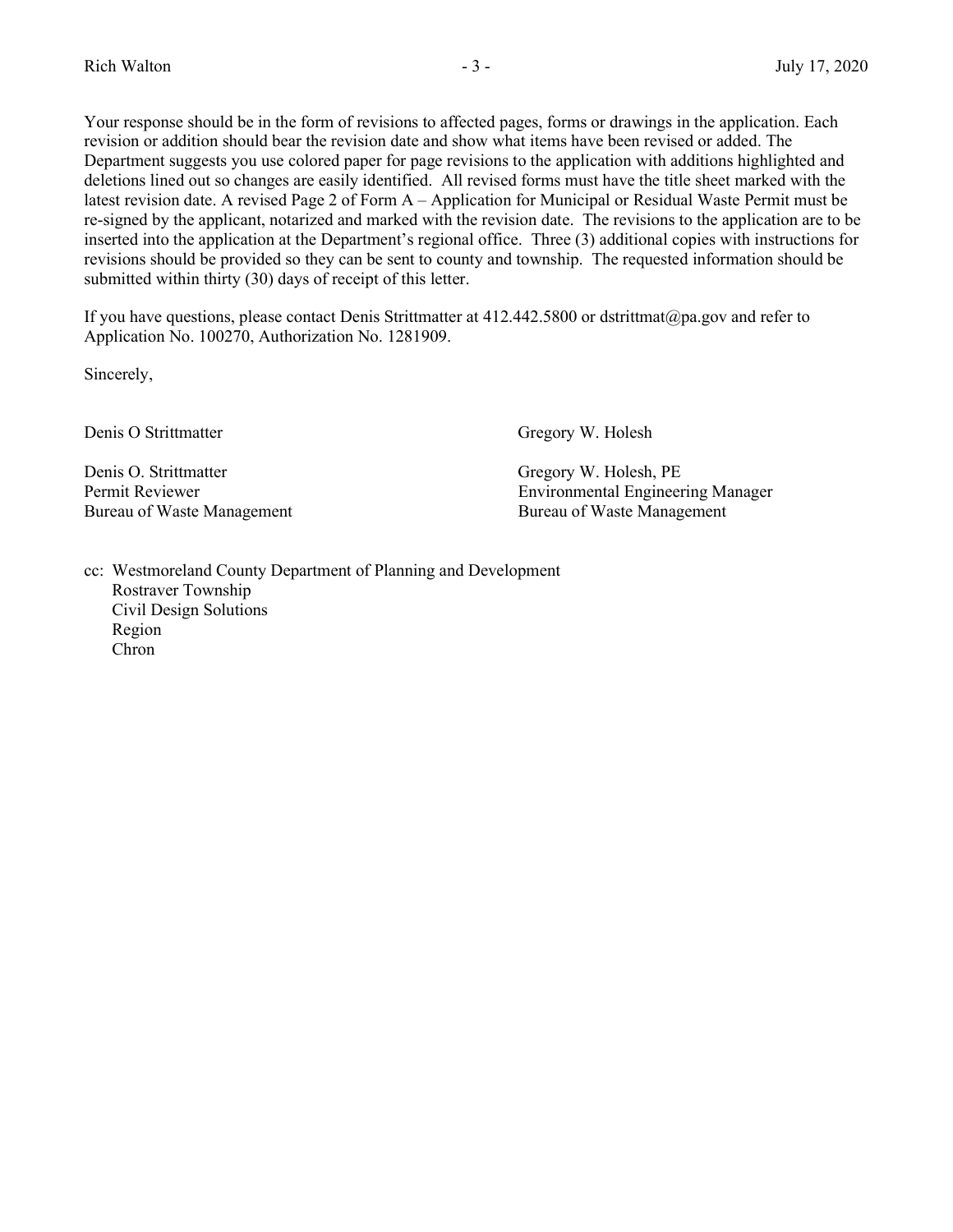Your response should be in the form of revisions to affected pages, forms or drawings in the application. Each revision or addition should bear the revision date and show what items have been revised or added. The Department suggests you use colored paper for page revisions to the application with additions highlighted and deletions lined out so changes are easily identified. All revised forms must have the title sheet marked with the latest revision date. A revised Page 2 of Form A – Application for Municipal or Residual Waste Permit must be re-signed by the applicant, notarized and marked with the revision date. The revisions to the application are to be inserted into the application at the Department's regional office. Three (3) additional copies with instructions for revisions should be provided so they can be sent to county and township. The requested information should be submitted within thirty (30) days of receipt of this letter.

If you have questions, please contact Denis Strittmatter at 412.442.5800 or dstrittmat@pa.gov and refer to Application No. 100270, Authorization No. 1281909.

Sincerely,

Denis O Strittmatter

Denis O. Strittmatter
Permit Reviewer
Bureau of Waste Management

Gregory W. Holesh

Gregory W. Holesh, PE
Environmental Engineering Manager
Bureau of Waste Management

cc: Westmoreland County Department of Planning and Development
Rostraver Township
Civil Design Solutions
Region
Chron